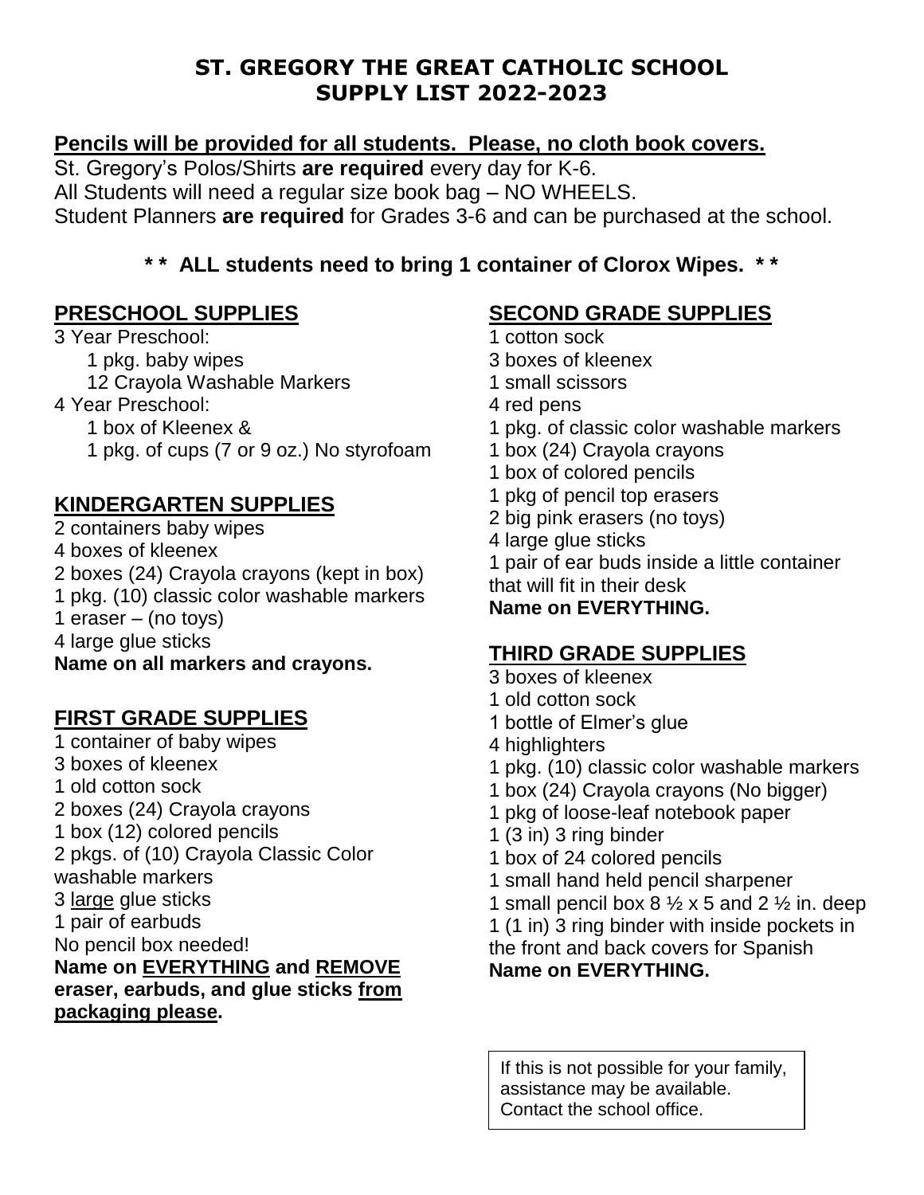# ST. GREGORY THE GREAT CATHOLIC SCHOOL
# SUPPLY LIST 2022-2023

**Pencils will be provided for all students. Please, no cloth book covers.**

St. Gregory's Polos/Shirts **are required** every day for K-6.
All Students will need a regular size book bag – NO WHEELS.
Student Planners **are required** for Grades 3-6 and can be purchased at the school.

**\* \* ALL students need to bring 1 container of Clorox Wipes. \* \***

## PRESCHOOL SUPPLIES

3 Year Preschool:
- 1 pkg. baby wipes
- 12 Crayola Washable Markers

4 Year Preschool:
- 1 box of Kleenex &
- 1 pkg. of cups (7 or 9 oz.) No styrofoam

## KINDERGARTEN SUPPLIES

2 containers baby wipes
4 boxes of kleenex
2 boxes (24) Crayola crayons (kept in box)
1 pkg. (10) classic color washable markers
1 eraser – (no toys)
4 large glue sticks
**Name on all markers and crayons.**

## FIRST GRADE SUPPLIES

1 container of baby wipes
3 boxes of kleenex
1 old cotton sock
2 boxes (24) Crayola crayons
1 box (12) colored pencils
2 pkgs. of (10) Crayola Classic Color washable markers
3 large glue sticks
1 pair of earbuds
No pencil box needed!
**Name on EVERYTHING and REMOVE eraser, earbuds, and glue sticks from packaging please.**

## SECOND GRADE SUPPLIES

1 cotton sock
3 boxes of kleenex
1 small scissors
4 red pens
1 pkg. of classic color washable markers
1 box (24) Crayola crayons
1 box of colored pencils
1 pkg of pencil top erasers
2 big pink erasers (no toys)
4 large glue sticks
1 pair of ear buds inside a little container that will fit in their desk
**Name on EVERYTHING.**

## THIRD GRADE SUPPLIES

3 boxes of kleenex
1 old cotton sock
1 bottle of Elmer's glue
4 highlighters
1 pkg. (10) classic color washable markers
1 box (24) Crayola crayons (No bigger)
1 pkg of loose-leaf notebook paper
1 (3 in) 3 ring binder
1 box of 24 colored pencils
1 small hand held pencil sharpener
1 small pencil box 8 ½ x 5 and 2 ½ in. deep
1 (1 in) 3 ring binder with inside pockets in the front and back covers for Spanish
**Name on EVERYTHING.**

If this is not possible for your family, assistance may be available. Contact the school office.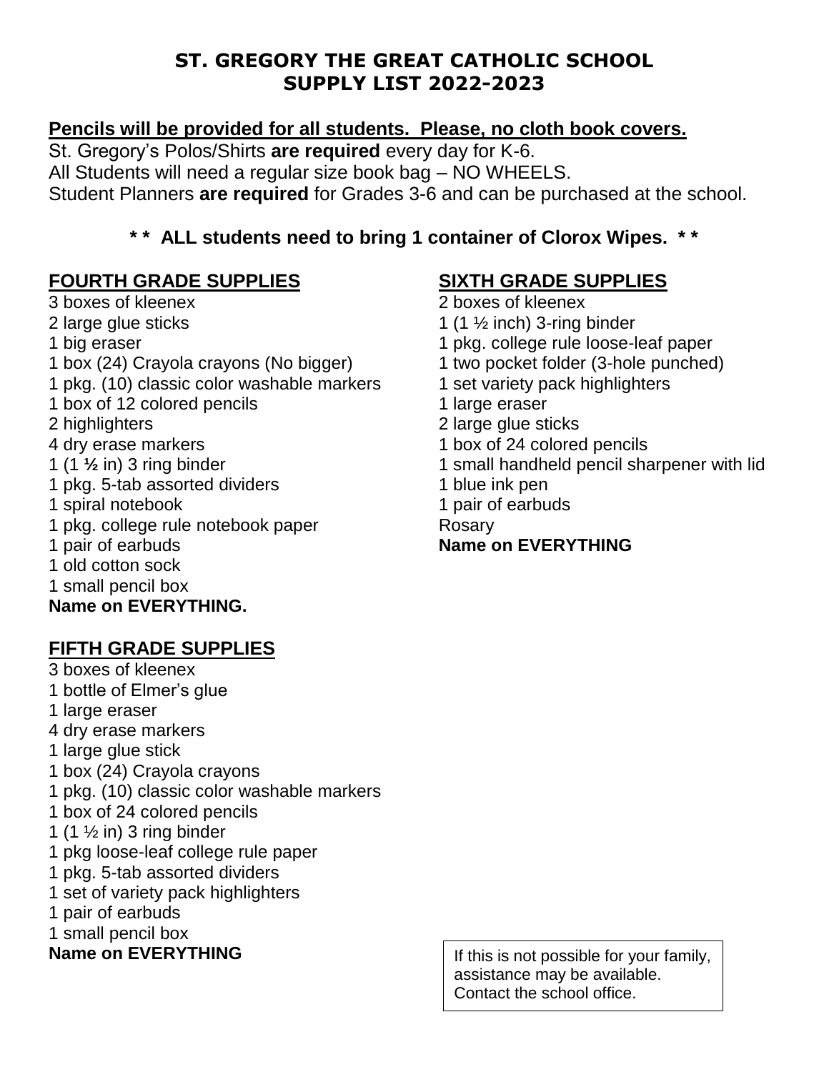# ST. GREGORY THE GREAT CATHOLIC SCHOOL
# SUPPLY LIST 2022-2023

**Pencils will be provided for all students. Please, no cloth book covers.**

St. Gregory's Polos/Shirts **are required** every day for K-6.

All Students will need a regular size book bag – NO WHEELS.

Student Planners **are required** for Grades 3-6 and can be purchased at the school.

**\* \* ALL students need to bring 1 container of Clorox Wipes. \* \***

## FOURTH GRADE SUPPLIES

3 boxes of kleenex  
2 large glue sticks  
1 big eraser  
1 box (24) Crayola crayons (No bigger)  
1 pkg. (10) classic color washable markers  
1 box of 12 colored pencils  
2 highlighters  
4 dry erase markers  
1 (1 **½** in) 3 ring binder  
1 pkg. 5-tab assorted dividers  
1 spiral notebook  
1 pkg. college rule notebook paper  
1 pair of earbuds  
1 old cotton sock  
1 small pencil box  
**Name on EVERYTHING.**

## FIFTH GRADE SUPPLIES

3 boxes of kleenex  
1 bottle of Elmer's glue  
1 large eraser  
4 dry erase markers  
1 large glue stick  
1 box (24) Crayola crayons  
1 pkg. (10) classic color washable markers  
1 box of 24 colored pencils  
1 (1 ½ in) 3 ring binder  
1 pkg loose-leaf college rule paper  
1 pkg. 5-tab assorted dividers  
1 set of variety pack highlighters  
1 pair of earbuds  
1 small pencil box  
**Name on EVERYTHING**

## SIXTH GRADE SUPPLIES

2 boxes of kleenex  
1 (1 ½ inch) 3-ring binder  
1 pkg. college rule loose-leaf paper  
1 two pocket folder (3-hole punched)  
1 set variety pack highlighters  
1 large eraser  
2 large glue sticks  
1 box of 24 colored pencils  
1 small handheld pencil sharpener with lid  
1 blue ink pen  
1 pair of earbuds  
Rosary  
**Name on EVERYTHING**

If this is not possible for your family, assistance may be available. Contact the school office.